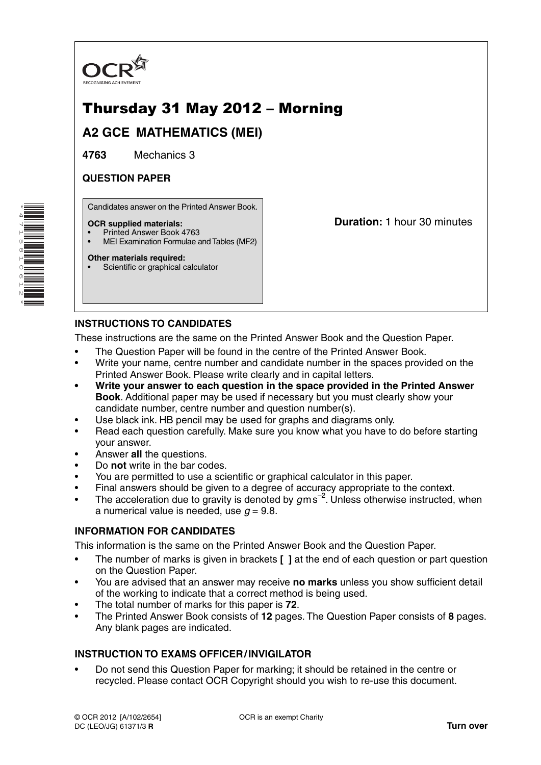OCR
RECOGNISING ACHIEVEMENT

# Thursday 31 May 2012 – Morning

## A2 GCE MATHEMATICS (MEI)

**4763** Mechanics 3

**QUESTION PAPER**

Candidates answer on the Printed Answer Book.

**OCR supplied materials:**
- Printed Answer Book 4763
- MEI Examination Formulae and Tables (MF2)

**Other materials required:**
- Scientific or graphical calculator

**Duration:** 1 hour 30 minutes

### INSTRUCTIONS TO CANDIDATES

These instructions are the same on the Printed Answer Book and the Question Paper.

- The Question Paper will be found in the centre of the Printed Answer Book.
- Write your name, centre number and candidate number in the spaces provided on the Printed Answer Book. Please write clearly and in capital letters.
- **Write your answer to each question in the space provided in the Printed Answer Book**. Additional paper may be used if necessary but you must clearly show your candidate number, centre number and question number(s).
- Use black ink. HB pencil may be used for graphs and diagrams only.
- Read each question carefully. Make sure you know what you have to do before starting your answer.
- Answer **all** the questions.
- Do **not** write in the bar codes.
- You are permitted to use a scientific or graphical calculator in this paper.
- Final answers should be given to a degree of accuracy appropriate to the context.
- The acceleration due to gravity is denoted by $g\,\text{m}\,\text{s}^{-2}$. Unless otherwise instructed, when a numerical value is needed, use $g = 9.8$.

### INFORMATION FOR CANDIDATES

This information is the same on the Printed Answer Book and the Question Paper.

- The number of marks is given in brackets **[ ]** at the end of each question or part question on the Question Paper.
- You are advised that an answer may receive **no marks** unless you show sufficient detail of the working to indicate that a correct method is being used.
- The total number of marks for this paper is **72**.
- The Printed Answer Book consists of **12** pages. The Question Paper consists of **8** pages. Any blank pages are indicated.

### INSTRUCTION TO EXAMS OFFICER / INVIGILATOR

- Do not send this Question Paper for marking; it should be retained in the centre or recycled. Please contact OCR Copyright should you wish to re-use this document.

© OCR 2012 [A/102/2654]
DC (LEO/JG) 61371/3 **R**

OCR is an exempt Charity

**Turn over**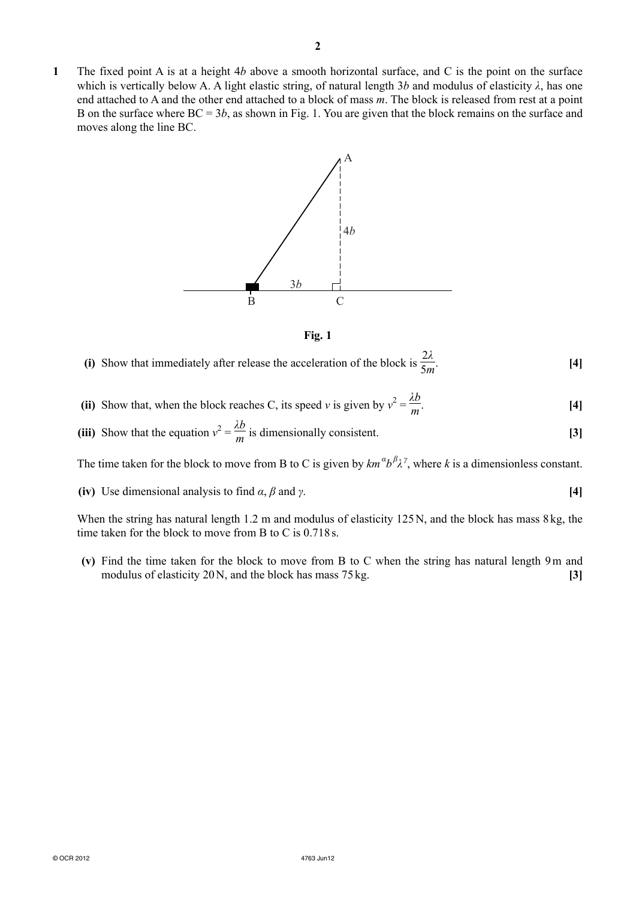**1** The fixed point A is at a height $4b$ above a smooth horizontal surface, and C is the point on the surface which is vertically below A. A light elastic string, of natural length $3b$ and modulus of elasticity $\lambda$, has one end attached to A and the other end attached to a block of mass $m$. The block is released from rest at a point B on the surface where BC = $3b$, as shown in Fig. 1. You are given that the block remains on the surface and moves along the line BC.

**Fig. 1**

**(i)** Show that immediately after release the acceleration of the block is $\dfrac{2\lambda}{5m}$. **[4]**

**(ii)** Show that, when the block reaches C, its speed $v$ is given by $v^2 = \dfrac{\lambda b}{m}$. **[4]**

**(iii)** Show that the equation $v^2 = \dfrac{\lambda b}{m}$ is dimensionally consistent. **[3]**

The time taken for the block to move from B to C is given by $k m^{\alpha} b^{\beta} \lambda^{\gamma}$, where $k$ is a dimensionless constant.

**(iv)** Use dimensional analysis to find $\alpha$, $\beta$ and $\gamma$. **[4]**

When the string has natural length 1.2 m and modulus of elasticity 125 N, and the block has mass 8 kg, the time taken for the block to move from B to C is 0.718 s.

**(v)** Find the time taken for the block to move from B to C when the string has natural length 9 m and modulus of elasticity 20 N, and the block has mass 75 kg. **[3]**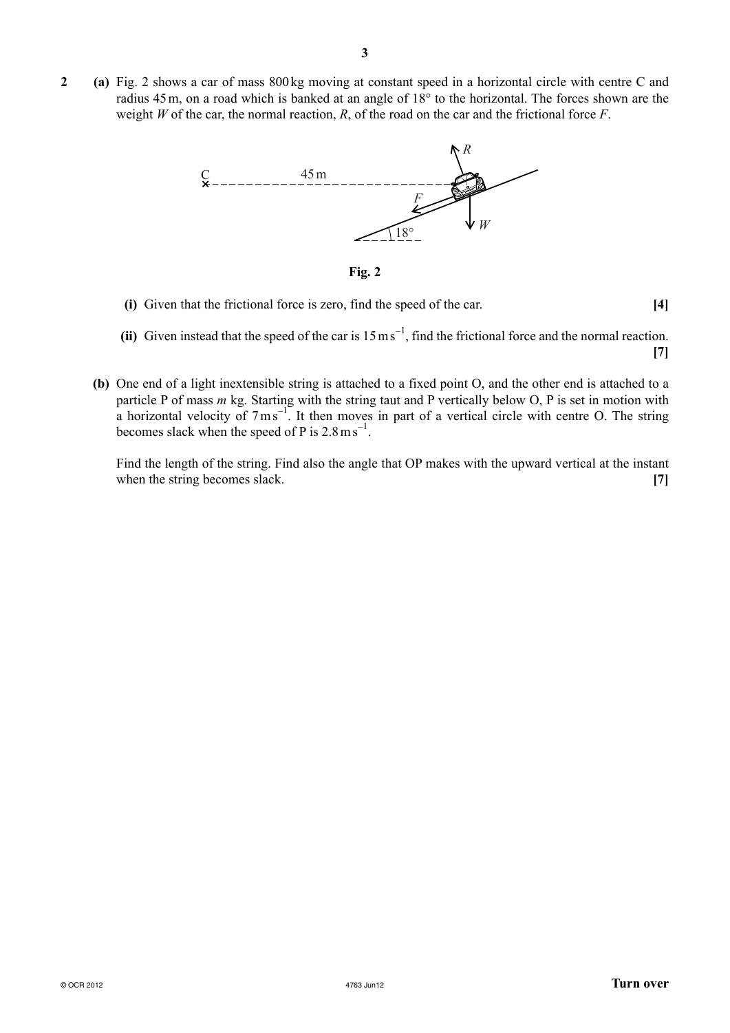**2** **(a)** Fig. 2 shows a car of mass 800 kg moving at constant speed in a horizontal circle with centre C and radius 45 m, on a road which is banked at an angle of 18° to the horizontal. The forces shown are the weight $W$ of the car, the normal reaction, $R$, of the road on the car and the frictional force $F$.

**Fig. 2**

**(i)** Given that the frictional force is zero, find the speed of the car. **[4]**

**(ii)** Given instead that the speed of the car is $15\,\text{m}\,\text{s}^{-1}$, find the frictional force and the normal reaction. **[7]**

**(b)** One end of a light inextensible string is attached to a fixed point O, and the other end is attached to a particle P of mass $m$ kg. Starting with the string taut and P vertically below O, P is set in motion with a horizontal velocity of $7\,\text{m}\,\text{s}^{-1}$. It then moves in part of a vertical circle with centre O. The string becomes slack when the speed of P is $2.8\,\text{m}\,\text{s}^{-1}$.

Find the length of the string. Find also the angle that OP makes with the upward vertical at the instant when the string becomes slack. **[7]**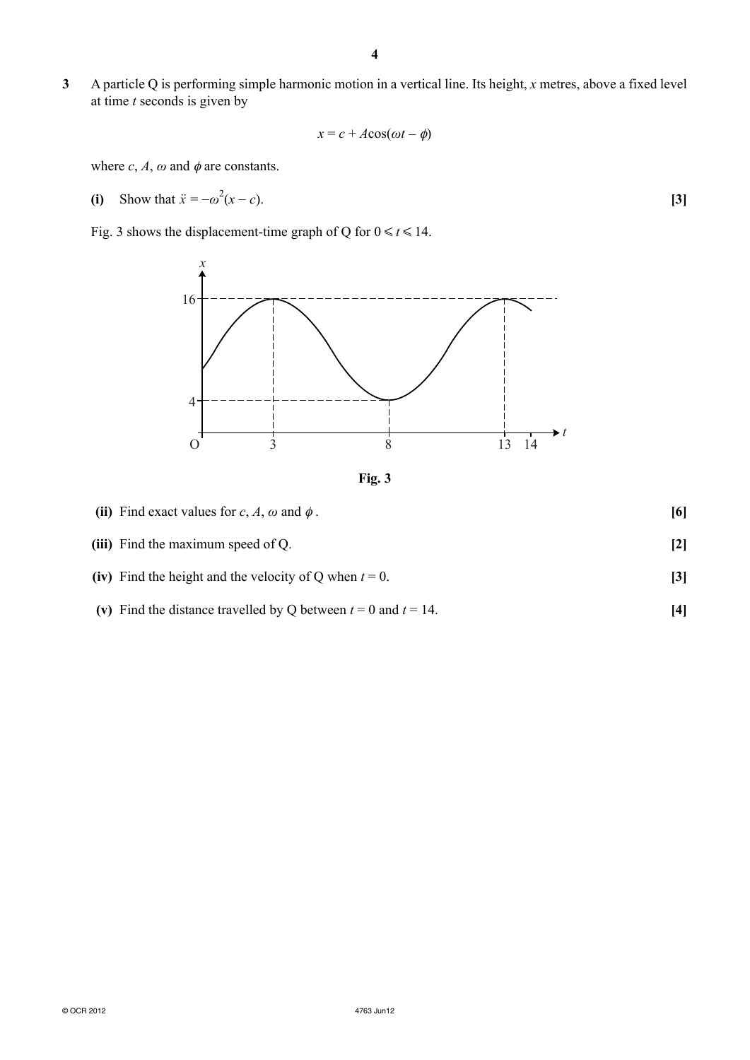**3** A particle Q is performing simple harmonic motion in a vertical line. Its height, $x$ metres, above a fixed level at time $t$ seconds is given by

$$x = c + A\cos(\omega t - \phi)$$

where $c$, $A$, $\omega$ and $\phi$ are constants.

**(i)** Show that $\ddot{x} = -\omega^2(x - c)$. **[3]**

Fig. 3 shows the displacement-time graph of Q for $0 \leqslant t \leqslant 14$.

**Fig. 3**

**(ii)** Find exact values for $c$, $A$, $\omega$ and $\phi$. **[6]**

**(iii)** Find the maximum speed of Q. **[2]**

**(iv)** Find the height and the velocity of Q when $t = 0$. **[3]**

**(v)** Find the distance travelled by Q between $t = 0$ and $t = 14$. **[4]**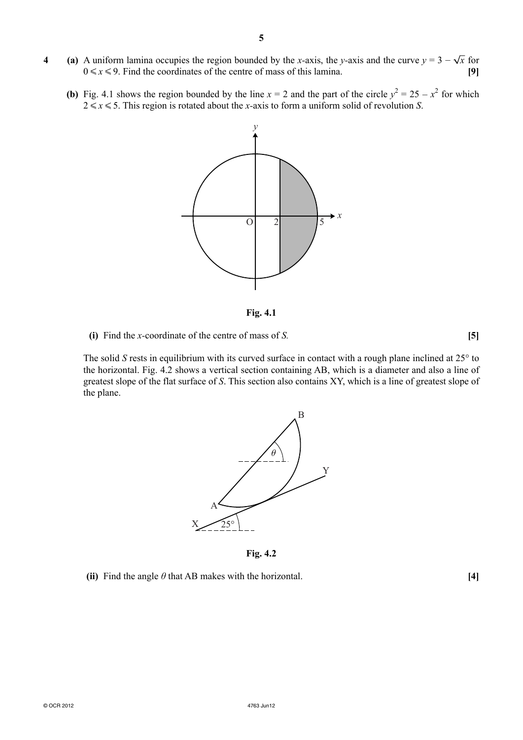**4** **(a)** A uniform lamina occupies the region bounded by the $x$-axis, the $y$-axis and the curve $y = 3 - \sqrt{x}$ for $0 \leqslant x \leqslant 9$. Find the coordinates of the centre of mass of this lamina. **[9]**

**(b)** Fig. 4.1 shows the region bounded by the line $x = 2$ and the part of the circle $y^2 = 25 - x^2$ for which $2 \leqslant x \leqslant 5$. This region is rotated about the $x$-axis to form a uniform solid of revolution $S$.

**Fig. 4.1**

**(i)** Find the $x$-coordinate of the centre of mass of $S$. **[5]**

The solid $S$ rests in equilibrium with its curved surface in contact with a rough plane inclined at 25° to the horizontal. Fig. 4.2 shows a vertical section containing AB, which is a diameter and also a line of greatest slope of the flat surface of $S$. This section also contains XY, which is a line of greatest slope of the plane.

**Fig. 4.2**

**(ii)** Find the angle $\theta$ that AB makes with the horizontal. **[4]**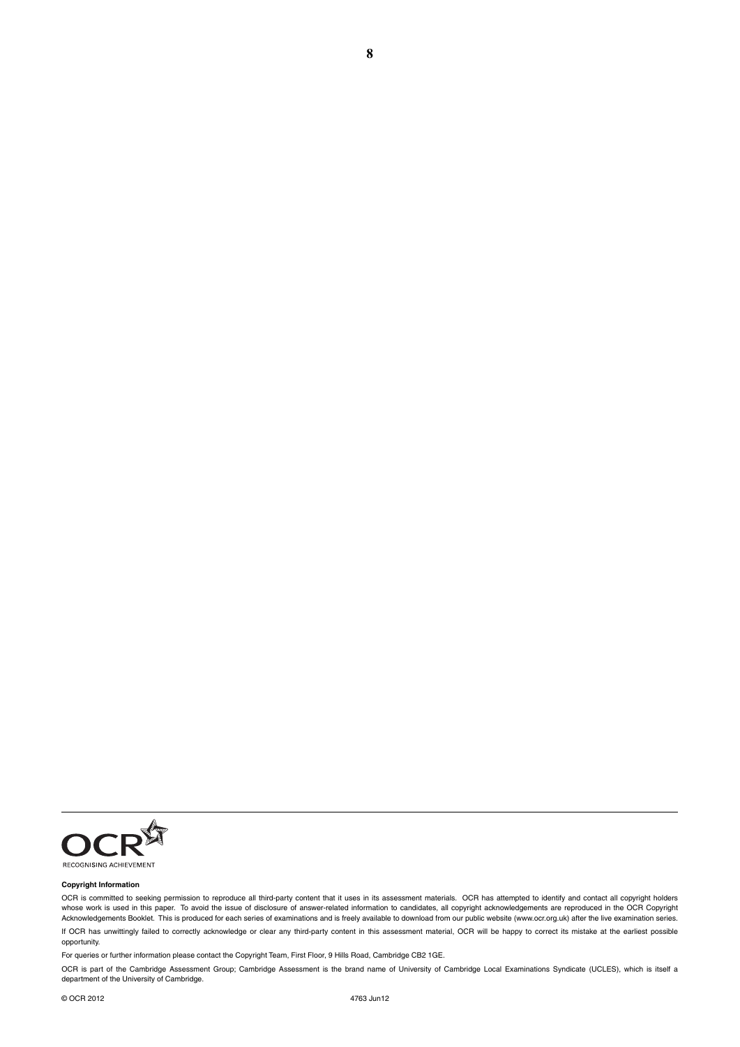RECOGNISING ACHIEVEMENT

**Copyright Information**

OCR is committed to seeking permission to reproduce all third-party content that it uses in its assessment materials. OCR has attempted to identify and contact all copyright holders whose work is used in this paper. To avoid the issue of disclosure of answer-related information to candidates, all copyright acknowledgements are reproduced in the OCR Copyright Acknowledgements Booklet. This is produced for each series of examinations and is freely available to download from our public website (www.ocr.org.uk) after the live examination series.

If OCR has unwittingly failed to correctly acknowledge or clear any third-party content in this assessment material, OCR will be happy to correct its mistake at the earliest possible opportunity.

For queries or further information please contact the Copyright Team, First Floor, 9 Hills Road, Cambridge CB2 1GE.

OCR is part of the Cambridge Assessment Group; Cambridge Assessment is the brand name of University of Cambridge Local Examinations Syndicate (UCLES), which is itself a department of the University of Cambridge.

© OCR 2012 4763 Jun12